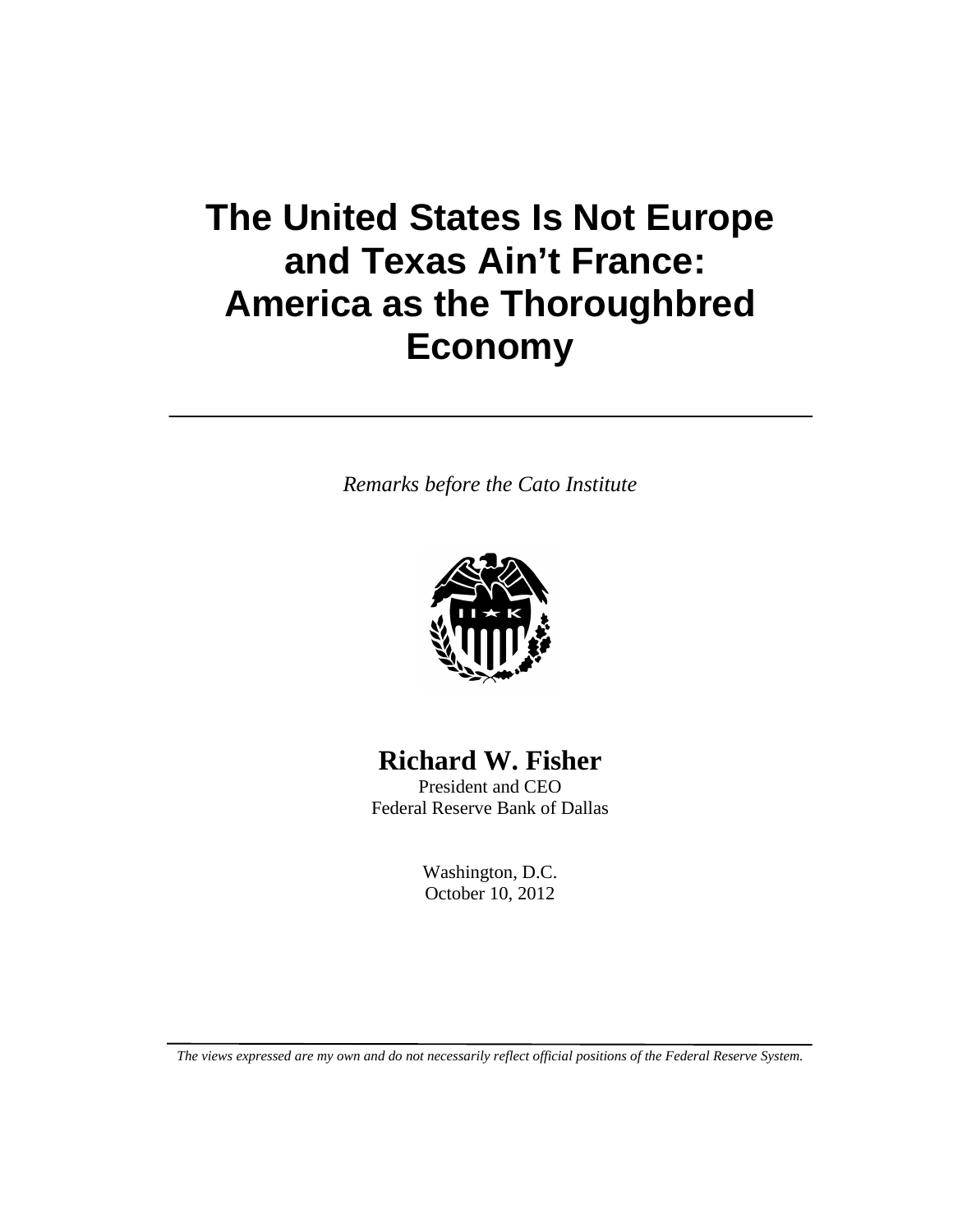# The United States Is Not Europe and Texas Ain't France: America as the Thoroughbred Economy

*Remarks before the Cato Institute*

**Richard W. Fisher**
President and CEO
Federal Reserve Bank of Dallas

Washington, D.C.
October 10, 2012

*The views expressed are my own and do not necessarily reflect official positions of the Federal Reserve System.*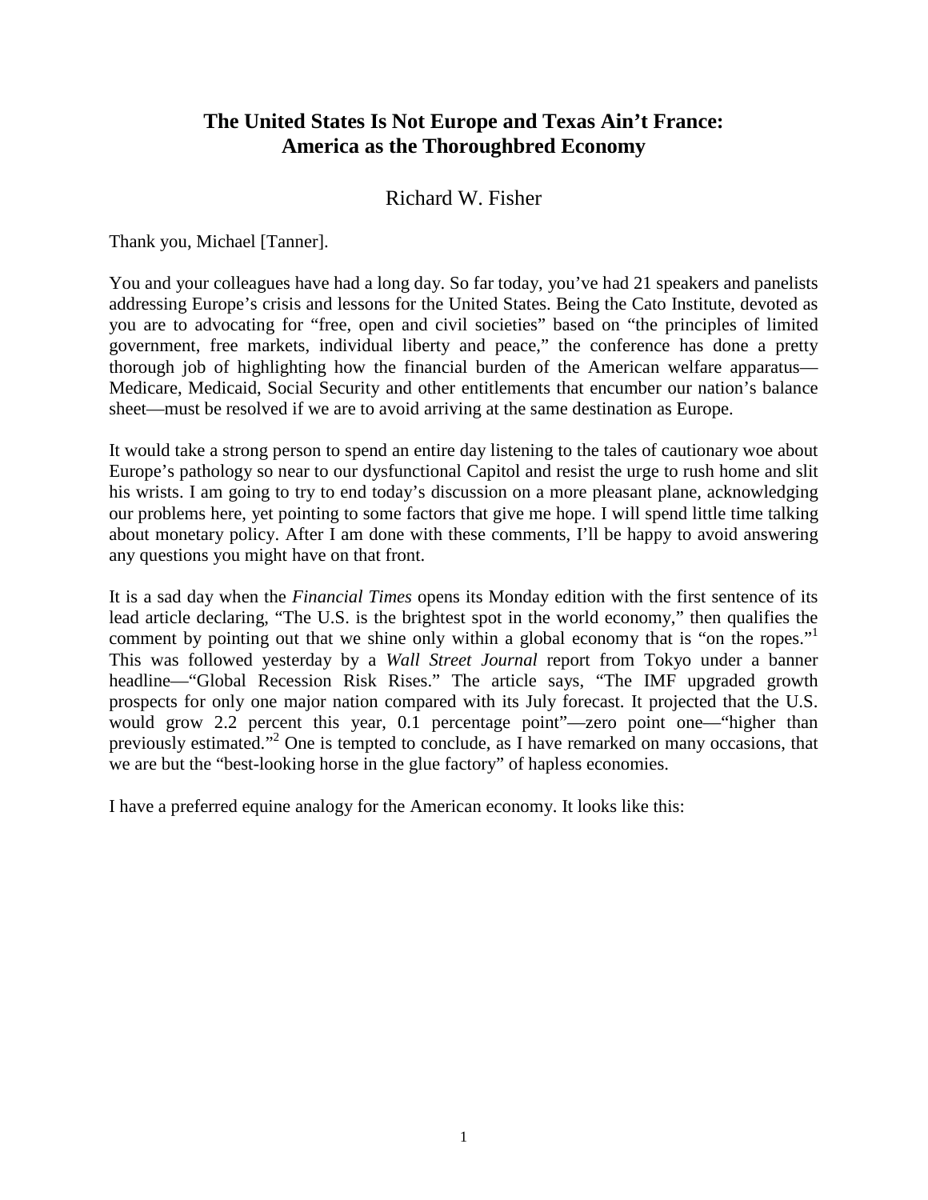# The United States Is Not Europe and Texas Ain't France: America as the Thoroughbred Economy

Richard W. Fisher

Thank you, Michael [Tanner].

You and your colleagues have had a long day. So far today, you've had 21 speakers and panelists addressing Europe's crisis and lessons for the United States. Being the Cato Institute, devoted as you are to advocating for "free, open and civil societies" based on "the principles of limited government, free markets, individual liberty and peace," the conference has done a pretty thorough job of highlighting how the financial burden of the American welfare apparatus—Medicare, Medicaid, Social Security and other entitlements that encumber our nation's balance sheet—must be resolved if we are to avoid arriving at the same destination as Europe.

It would take a strong person to spend an entire day listening to the tales of cautionary woe about Europe's pathology so near to our dysfunctional Capitol and resist the urge to rush home and slit his wrists. I am going to try to end today's discussion on a more pleasant plane, acknowledging our problems here, yet pointing to some factors that give me hope. I will spend little time talking about monetary policy. After I am done with these comments, I'll be happy to avoid answering any questions you might have on that front.

It is a sad day when the *Financial Times* opens its Monday edition with the first sentence of its lead article declaring, "The U.S. is the brightest spot in the world economy," then qualifies the comment by pointing out that we shine only within a global economy that is "on the ropes."[1] This was followed yesterday by a *Wall Street Journal* report from Tokyo under a banner headline—"Global Recession Risk Rises." The article says, "The IMF upgraded growth prospects for only one major nation compared with its July forecast. It projected that the U.S. would grow 2.2 percent this year, 0.1 percentage point"—zero point one—"higher than previously estimated."[2] One is tempted to conclude, as I have remarked on many occasions, that we are but the "best-looking horse in the glue factory" of hapless economies.

I have a preferred equine analogy for the American economy. It looks like this: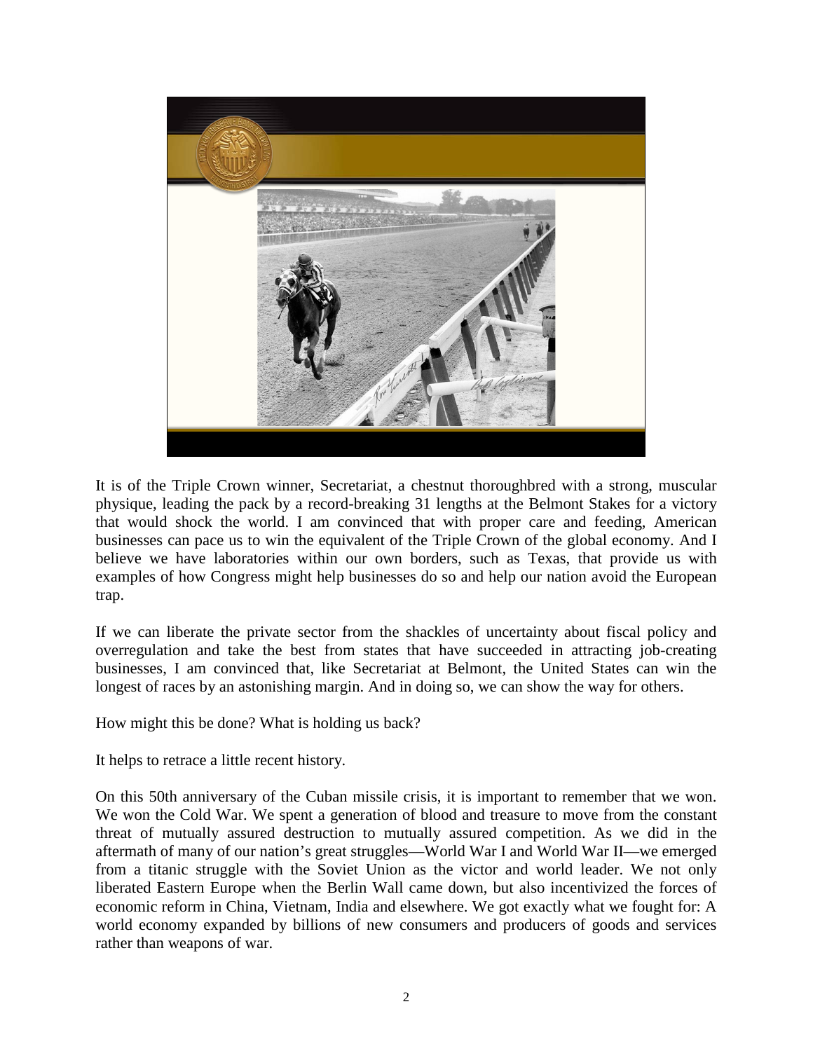It is of the Triple Crown winner, Secretariat, a chestnut thoroughbred with a strong, muscular physique, leading the pack by a record-breaking 31 lengths at the Belmont Stakes for a victory that would shock the world. I am convinced that with proper care and feeding, American businesses can pace us to win the equivalent of the Triple Crown of the global economy. And I believe we have laboratories within our own borders, such as Texas, that provide us with examples of how Congress might help businesses do so and help our nation avoid the European trap.

If we can liberate the private sector from the shackles of uncertainty about fiscal policy and overregulation and take the best from states that have succeeded in attracting job-creating businesses, I am convinced that, like Secretariat at Belmont, the United States can win the longest of races by an astonishing margin. And in doing so, we can show the way for others.

How might this be done? What is holding us back?

It helps to retrace a little recent history.

On this 50th anniversary of the Cuban missile crisis, it is important to remember that we won. We won the Cold War. We spent a generation of blood and treasure to move from the constant threat of mutually assured destruction to mutually assured competition. As we did in the aftermath of many of our nation's great struggles—World War I and World War II—we emerged from a titanic struggle with the Soviet Union as the victor and world leader. We not only liberated Eastern Europe when the Berlin Wall came down, but also incentivized the forces of economic reform in China, Vietnam, India and elsewhere. We got exactly what we fought for: A world economy expanded by billions of new consumers and producers of goods and services rather than weapons of war.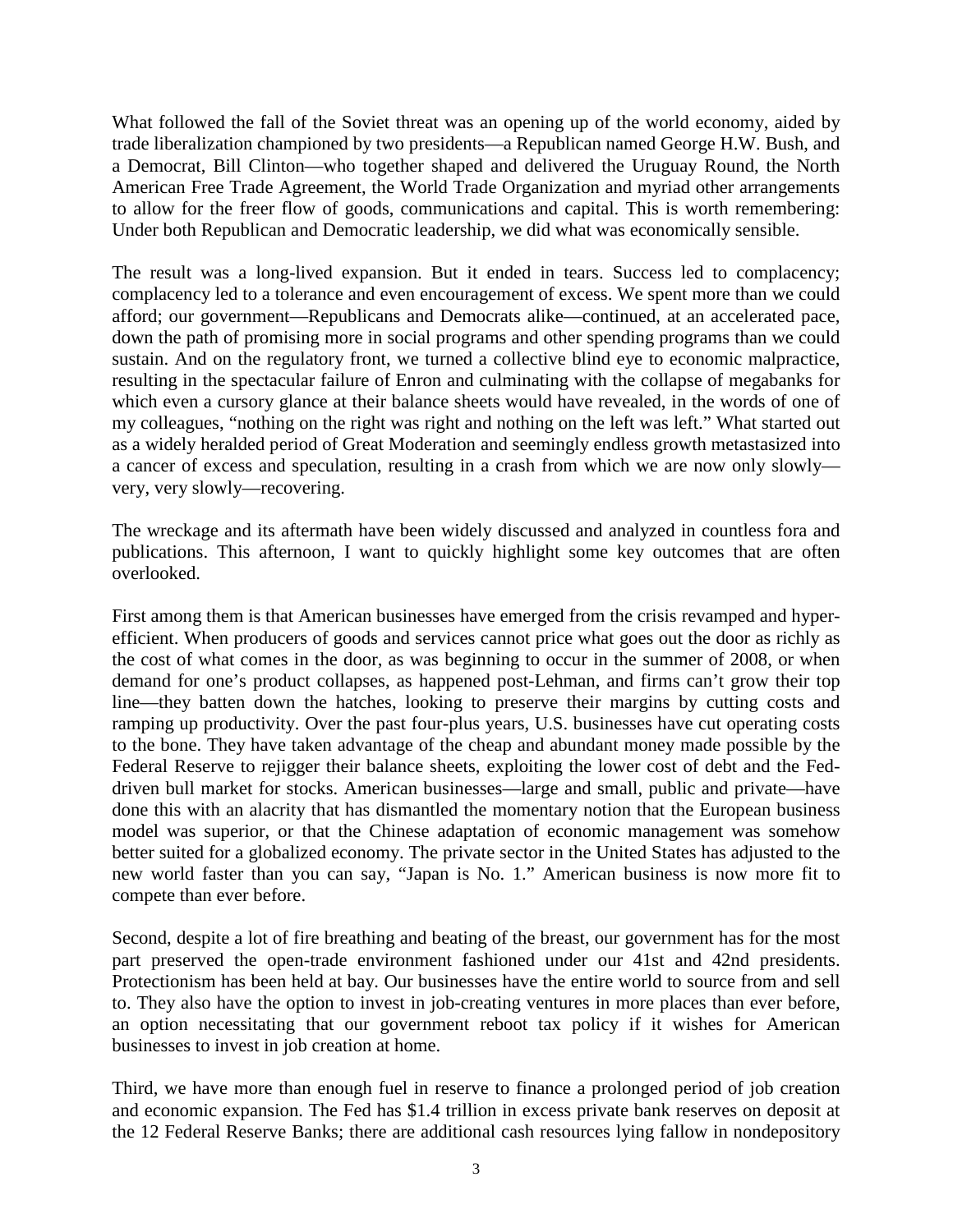What followed the fall of the Soviet threat was an opening up of the world economy, aided by trade liberalization championed by two presidents—a Republican named George H.W. Bush, and a Democrat, Bill Clinton—who together shaped and delivered the Uruguay Round, the North American Free Trade Agreement, the World Trade Organization and myriad other arrangements to allow for the freer flow of goods, communications and capital. This is worth remembering: Under both Republican and Democratic leadership, we did what was economically sensible.

The result was a long-lived expansion. But it ended in tears. Success led to complacency; complacency led to a tolerance and even encouragement of excess. We spent more than we could afford; our government—Republicans and Democrats alike—continued, at an accelerated pace, down the path of promising more in social programs and other spending programs than we could sustain. And on the regulatory front, we turned a collective blind eye to economic malpractice, resulting in the spectacular failure of Enron and culminating with the collapse of megabanks for which even a cursory glance at their balance sheets would have revealed, in the words of one of my colleagues, "nothing on the right was right and nothing on the left was left." What started out as a widely heralded period of Great Moderation and seemingly endless growth metastasized into a cancer of excess and speculation, resulting in a crash from which we are now only slowly—very, very slowly—recovering.

The wreckage and its aftermath have been widely discussed and analyzed in countless fora and publications. This afternoon, I want to quickly highlight some key outcomes that are often overlooked.

First among them is that American businesses have emerged from the crisis revamped and hyper-efficient. When producers of goods and services cannot price what goes out the door as richly as the cost of what comes in the door, as was beginning to occur in the summer of 2008, or when demand for one's product collapses, as happened post-Lehman, and firms can't grow their top line—they batten down the hatches, looking to preserve their margins by cutting costs and ramping up productivity. Over the past four-plus years, U.S. businesses have cut operating costs to the bone. They have taken advantage of the cheap and abundant money made possible by the Federal Reserve to rejigger their balance sheets, exploiting the lower cost of debt and the Fed-driven bull market for stocks. American businesses—large and small, public and private—have done this with an alacrity that has dismantled the momentary notion that the European business model was superior, or that the Chinese adaptation of economic management was somehow better suited for a globalized economy. The private sector in the United States has adjusted to the new world faster than you can say, "Japan is No. 1." American business is now more fit to compete than ever before.

Second, despite a lot of fire breathing and beating of the breast, our government has for the most part preserved the open-trade environment fashioned under our 41st and 42nd presidents. Protectionism has been held at bay. Our businesses have the entire world to source from and sell to. They also have the option to invest in job-creating ventures in more places than ever before, an option necessitating that our government reboot tax policy if it wishes for American businesses to invest in job creation at home.

Third, we have more than enough fuel in reserve to finance a prolonged period of job creation and economic expansion. The Fed has $1.4 trillion in excess private bank reserves on deposit at the 12 Federal Reserve Banks; there are additional cash resources lying fallow in nondepository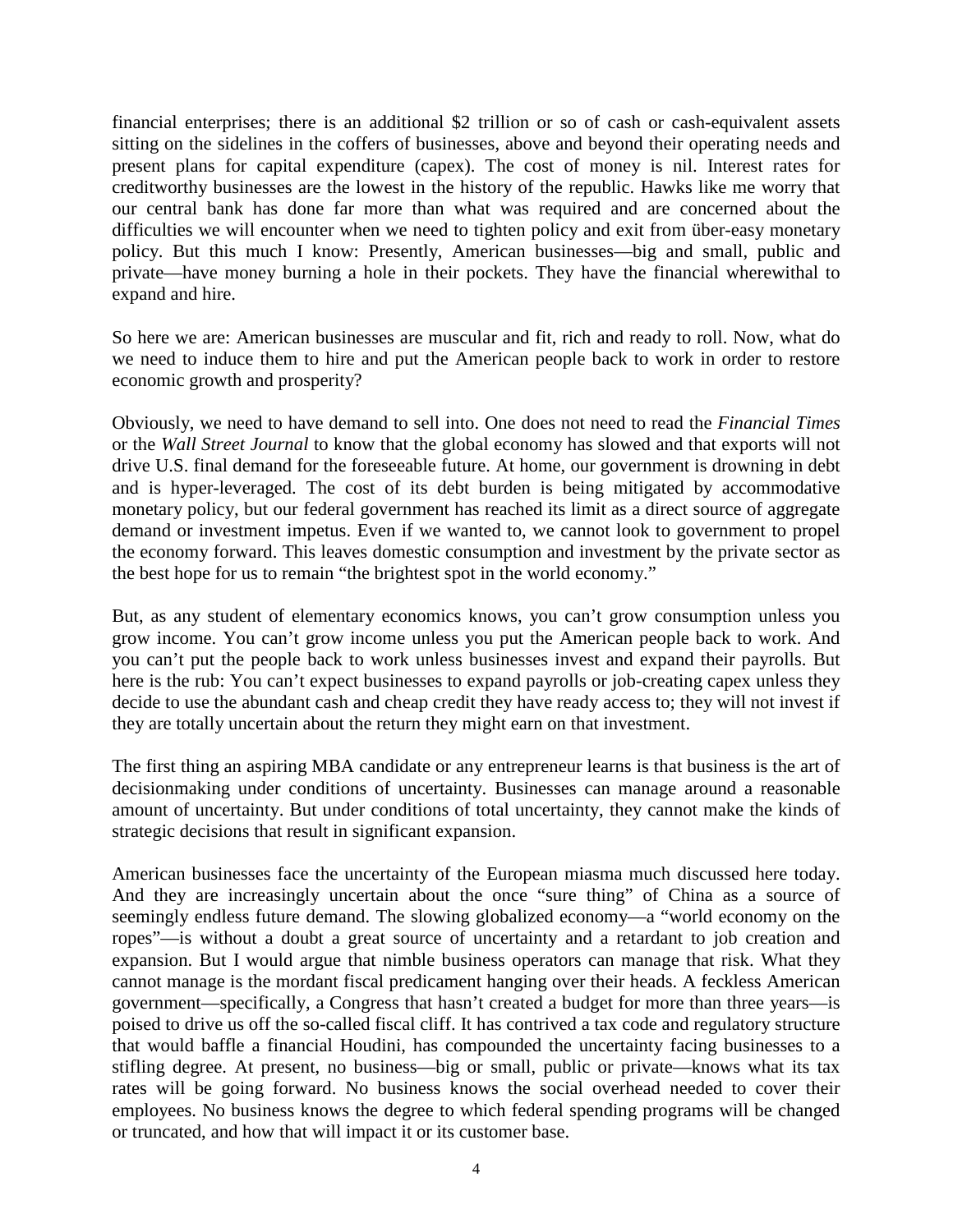financial enterprises; there is an additional $2 trillion or so of cash or cash-equivalent assets sitting on the sidelines in the coffers of businesses, above and beyond their operating needs and present plans for capital expenditure (capex). The cost of money is nil. Interest rates for creditworthy businesses are the lowest in the history of the republic. Hawks like me worry that our central bank has done far more than what was required and are concerned about the difficulties we will encounter when we need to tighten policy and exit from über-easy monetary policy. But this much I know: Presently, American businesses—big and small, public and private—have money burning a hole in their pockets. They have the financial wherewithal to expand and hire.

So here we are: American businesses are muscular and fit, rich and ready to roll. Now, what do we need to induce them to hire and put the American people back to work in order to restore economic growth and prosperity?

Obviously, we need to have demand to sell into. One does not need to read the *Financial Times* or the *Wall Street Journal* to know that the global economy has slowed and that exports will not drive U.S. final demand for the foreseeable future. At home, our government is drowning in debt and is hyper-leveraged. The cost of its debt burden is being mitigated by accommodative monetary policy, but our federal government has reached its limit as a direct source of aggregate demand or investment impetus. Even if we wanted to, we cannot look to government to propel the economy forward. This leaves domestic consumption and investment by the private sector as the best hope for us to remain "the brightest spot in the world economy."

But, as any student of elementary economics knows, you can't grow consumption unless you grow income. You can't grow income unless you put the American people back to work. And you can't put the people back to work unless businesses invest and expand their payrolls. But here is the rub: You can't expect businesses to expand payrolls or job-creating capex unless they decide to use the abundant cash and cheap credit they have ready access to; they will not invest if they are totally uncertain about the return they might earn on that investment.

The first thing an aspiring MBA candidate or any entrepreneur learns is that business is the art of decisionmaking under conditions of uncertainty. Businesses can manage around a reasonable amount of uncertainty. But under conditions of total uncertainty, they cannot make the kinds of strategic decisions that result in significant expansion.

American businesses face the uncertainty of the European miasma much discussed here today. And they are increasingly uncertain about the once "sure thing" of China as a source of seemingly endless future demand. The slowing globalized economy—a "world economy on the ropes"—is without a doubt a great source of uncertainty and a retardant to job creation and expansion. But I would argue that nimble business operators can manage that risk. What they cannot manage is the mordant fiscal predicament hanging over their heads. A feckless American government—specifically, a Congress that hasn't created a budget for more than three years—is poised to drive us off the so-called fiscal cliff. It has contrived a tax code and regulatory structure that would baffle a financial Houdini, has compounded the uncertainty facing businesses to a stifling degree. At present, no business—big or small, public or private—knows what its tax rates will be going forward. No business knows the social overhead needed to cover their employees. No business knows the degree to which federal spending programs will be changed or truncated, and how that will impact it or its customer base.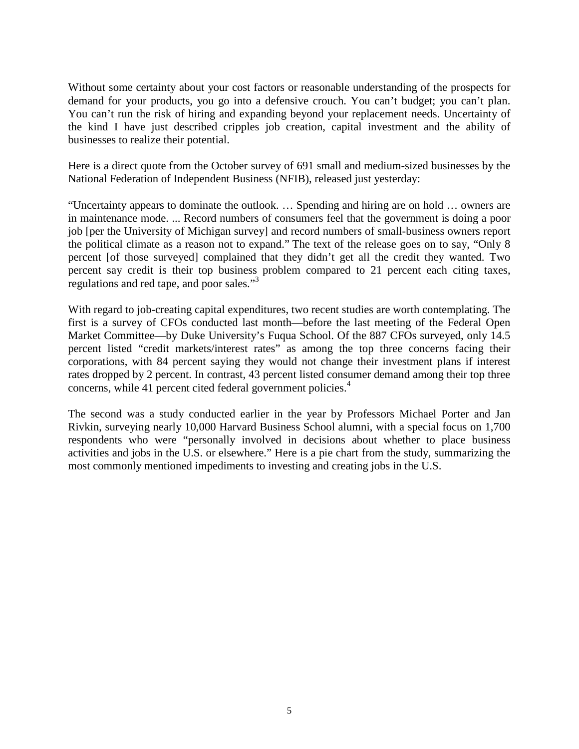Without some certainty about your cost factors or reasonable understanding of the prospects for demand for your products, you go into a defensive crouch. You can't budget; you can't plan. You can't run the risk of hiring and expanding beyond your replacement needs. Uncertainty of the kind I have just described cripples job creation, capital investment and the ability of businesses to realize their potential.

Here is a direct quote from the October survey of 691 small and medium-sized businesses by the National Federation of Independent Business (NFIB), released just yesterday:

"Uncertainty appears to dominate the outlook. … Spending and hiring are on hold … owners are in maintenance mode. ... Record numbers of consumers feel that the government is doing a poor job [per the University of Michigan survey] and record numbers of small-business owners report the political climate as a reason not to expand." The text of the release goes on to say, "Only 8 percent [of those surveyed] complained that they didn't get all the credit they wanted. Two percent say credit is their top business problem compared to 21 percent each citing taxes, regulations and red tape, and poor sales."[3]

With regard to job-creating capital expenditures, two recent studies are worth contemplating. The first is a survey of CFOs conducted last month—before the last meeting of the Federal Open Market Committee—by Duke University's Fuqua School. Of the 887 CFOs surveyed, only 14.5 percent listed "credit markets/interest rates" as among the top three concerns facing their corporations, with 84 percent saying they would not change their investment plans if interest rates dropped by 2 percent. In contrast, 43 percent listed consumer demand among their top three concerns, while 41 percent cited federal government policies.[4]

The second was a study conducted earlier in the year by Professors Michael Porter and Jan Rivkin, surveying nearly 10,000 Harvard Business School alumni, with a special focus on 1,700 respondents who were "personally involved in decisions about whether to place business activities and jobs in the U.S. or elsewhere." Here is a pie chart from the study, summarizing the most commonly mentioned impediments to investing and creating jobs in the U.S.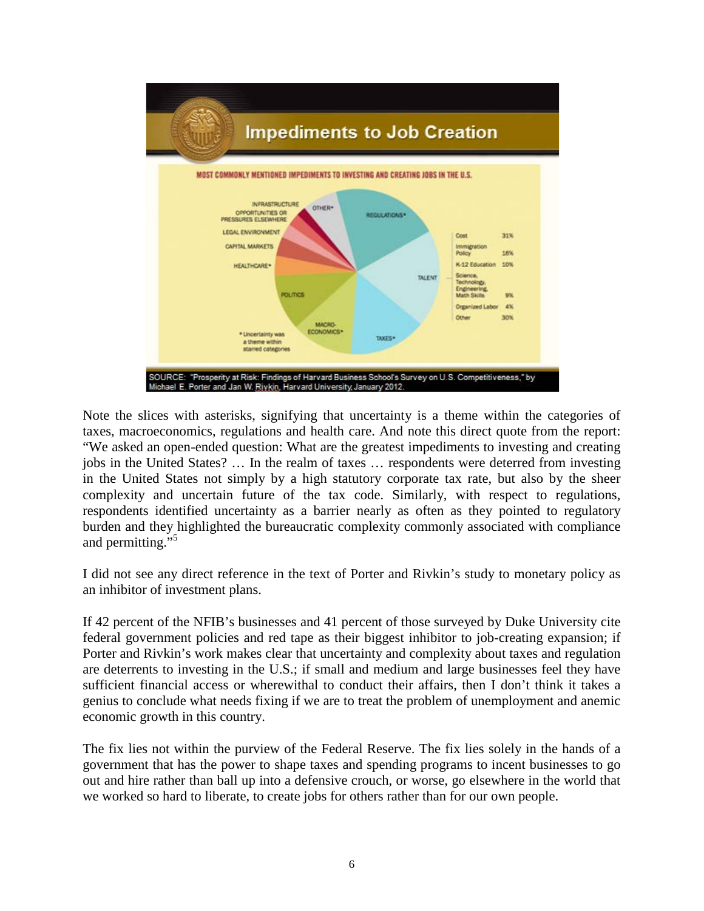**Impediments to Job Creation**

MOST COMMONLY MENTIONED IMPEDIMENTS TO INVESTING AND CREATING JOBS IN THE U.S.

Categories: Regulations*, Talent, Taxes*, Macro-Economics*, Politics, Healthcare*, Capital Markets, Legal Environment, Opportunities or Pressures Elsewhere, Infrastructure, Other*

Talent:

| Category | Share |
|---|---|
| Cost | 31% |
| Immigration Policy | 16% |
| K-12 Education | 10% |
| Science, Technology, Engineering, Math Skills | 9% |
| Organized Labor | 4% |
| Other | 30% |

\* Uncertainty was a theme within starred categories

SOURCE: "Prosperity at Risk: Findings of Harvard Business School's Survey on U.S. Competitiveness," by Michael E. Porter and Jan W. Rivkin, Harvard University, January 2012.

Note the slices with asterisks, signifying that uncertainty is a theme within the categories of taxes, macroeconomics, regulations and health care. And note this direct quote from the report: "We asked an open-ended question: What are the greatest impediments to investing and creating jobs in the United States? … In the realm of taxes … respondents were deterred from investing in the United States not simply by a high statutory corporate tax rate, but also by the sheer complexity and uncertain future of the tax code. Similarly, with respect to regulations, respondents identified uncertainty as a barrier nearly as often as they pointed to regulatory burden and they highlighted the bureaucratic complexity commonly associated with compliance and permitting."[5]

I did not see any direct reference in the text of Porter and Rivkin's study to monetary policy as an inhibitor of investment plans.

If 42 percent of the NFIB's businesses and 41 percent of those surveyed by Duke University cite federal government policies and red tape as their biggest inhibitor to job-creating expansion; if Porter and Rivkin's work makes clear that uncertainty and complexity about taxes and regulation are deterrents to investing in the U.S.; if small and medium and large businesses feel they have sufficient financial access or wherewithal to conduct their affairs, then I don't think it takes a genius to conclude what needs fixing if we are to treat the problem of unemployment and anemic economic growth in this country.

The fix lies not within the purview of the Federal Reserve. The fix lies solely in the hands of a government that has the power to shape taxes and spending programs to incent businesses to go out and hire rather than ball up into a defensive crouch, or worse, go elsewhere in the world that we worked so hard to liberate, to create jobs for others rather than for our own people.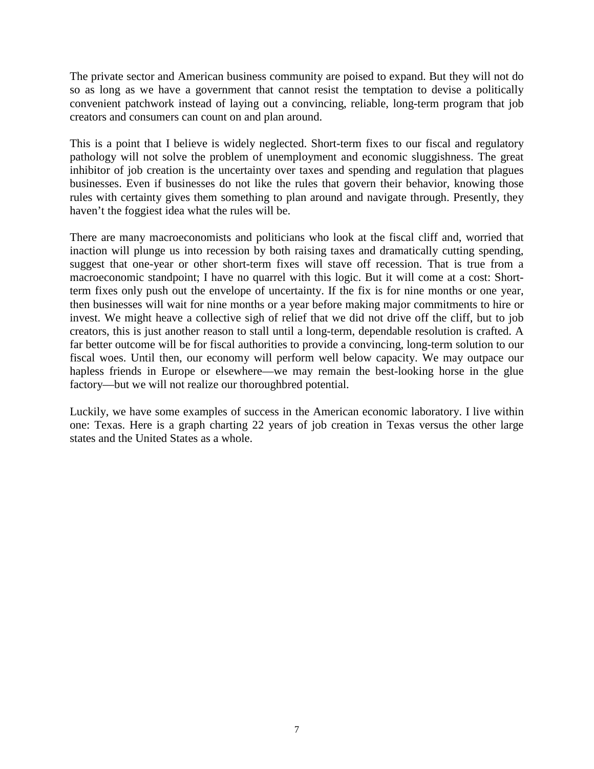The private sector and American business community are poised to expand. But they will not do so as long as we have a government that cannot resist the temptation to devise a politically convenient patchwork instead of laying out a convincing, reliable, long-term program that job creators and consumers can count on and plan around.

This is a point that I believe is widely neglected. Short-term fixes to our fiscal and regulatory pathology will not solve the problem of unemployment and economic sluggishness. The great inhibitor of job creation is the uncertainty over taxes and spending and regulation that plagues businesses. Even if businesses do not like the rules that govern their behavior, knowing those rules with certainty gives them something to plan around and navigate through. Presently, they haven't the foggiest idea what the rules will be.

There are many macroeconomists and politicians who look at the fiscal cliff and, worried that inaction will plunge us into recession by both raising taxes and dramatically cutting spending, suggest that one-year or other short-term fixes will stave off recession. That is true from a macroeconomic standpoint; I have no quarrel with this logic. But it will come at a cost: Short-term fixes only push out the envelope of uncertainty. If the fix is for nine months or one year, then businesses will wait for nine months or a year before making major commitments to hire or invest. We might heave a collective sigh of relief that we did not drive off the cliff, but to job creators, this is just another reason to stall until a long-term, dependable resolution is crafted. A far better outcome will be for fiscal authorities to provide a convincing, long-term solution to our fiscal woes. Until then, our economy will perform well below capacity. We may outpace our hapless friends in Europe or elsewhere—we may remain the best-looking horse in the glue factory—but we will not realize our thoroughbred potential.

Luckily, we have some examples of success in the American economic laboratory. I live within one: Texas. Here is a graph charting 22 years of job creation in Texas versus the other large states and the United States as a whole.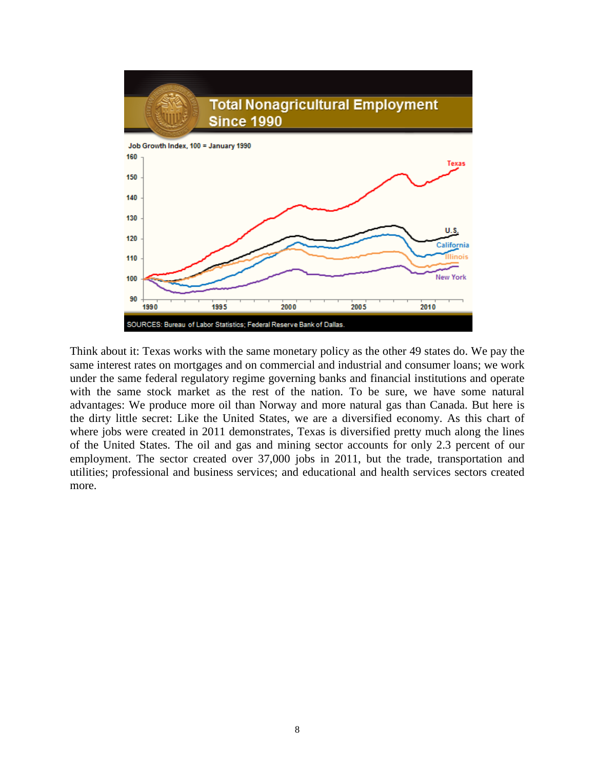Think about it: Texas works with the same monetary policy as the other 49 states do. We pay the same interest rates on mortgages and on commercial and industrial and consumer loans; we work under the same federal regulatory regime governing banks and financial institutions and operate with the same stock market as the rest of the nation. To be sure, we have some natural advantages: We produce more oil than Norway and more natural gas than Canada. But here is the dirty little secret: Like the United States, we are a diversified economy. As this chart of where jobs were created in 2011 demonstrates, Texas is diversified pretty much along the lines of the United States. The oil and gas and mining sector accounts for only 2.3 percent of our employment. The sector created over 37,000 jobs in 2011, but the trade, transportation and utilities; professional and business services; and educational and health services sectors created more.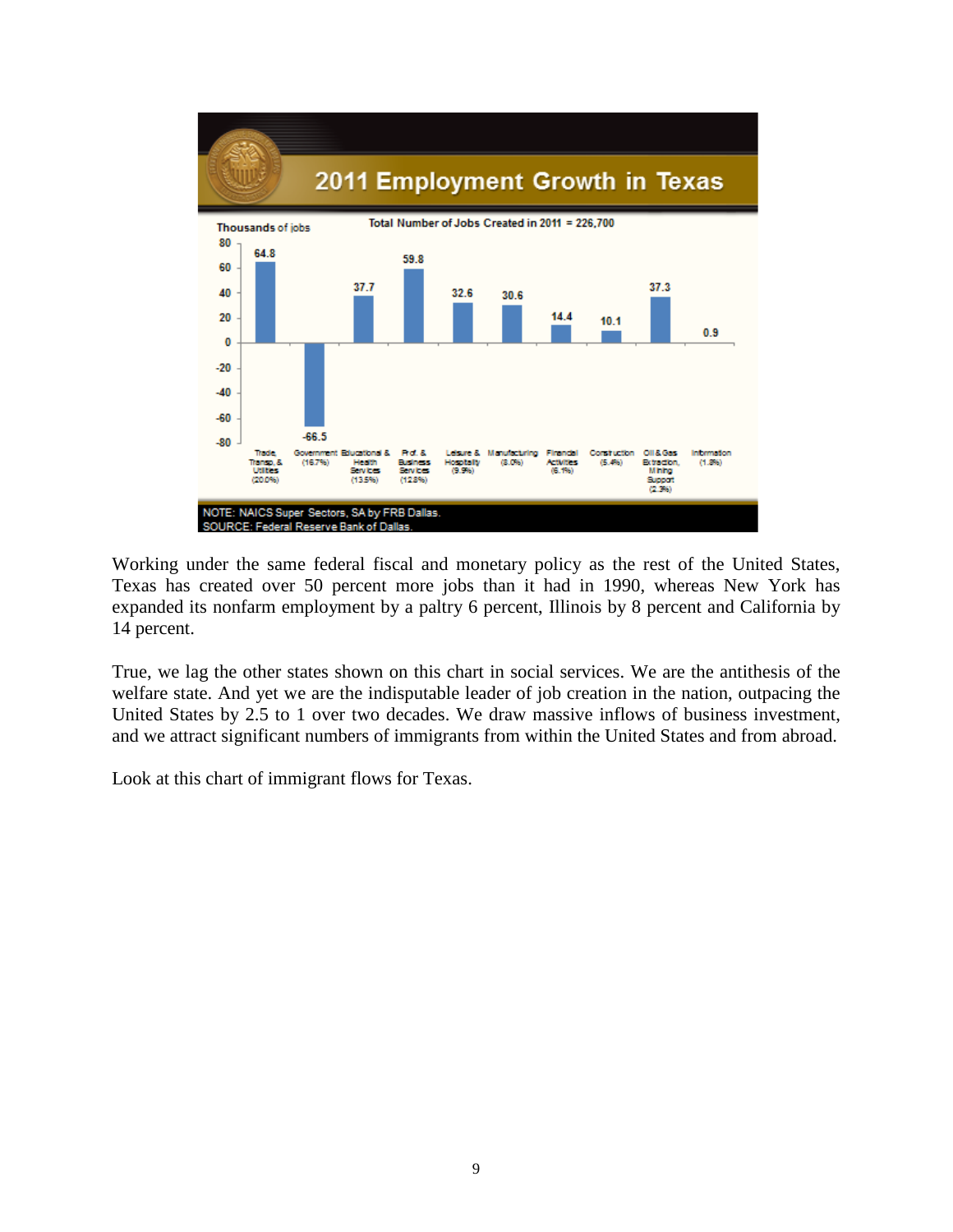## 2011 Employment Growth in Texas

Thousands of jobs

Total Number of Jobs Created in 2011 = 226,700

| Sector | Thousands of jobs |
|---|---|
| Trade, Transp. & Utilities (20.0%) | 64.8 |
| Government (16.7%) | -66.5 |
| Educational & Health Services (13.5%) | 37.7 |
| Prof. & Business Services (12.8%) | 59.8 |
| Leisure & Hospitality (9.9%) | 32.6 |
| Manufacturing (8.0%) | 30.6 |
| Financial Activities (6.1%) | 14.4 |
| Construction (5.4%) | 10.1 |
| Oil & Gas Extraction, Mining Support (2.3%) | 37.3 |
| Information (1.8%) | 0.9 |

NOTE: NAICS Super Sectors, SA by FRB Dallas.
SOURCE: Federal Reserve Bank of Dallas.

Working under the same federal fiscal and monetary policy as the rest of the United States, Texas has created over 50 percent more jobs than it had in 1990, whereas New York has expanded its nonfarm employment by a paltry 6 percent, Illinois by 8 percent and California by 14 percent.

True, we lag the other states shown on this chart in social services. We are the antithesis of the welfare state. And yet we are the indisputable leader of job creation in the nation, outpacing the United States by 2.5 to 1 over two decades. We draw massive inflows of business investment, and we attract significant numbers of immigrants from within the United States and from abroad.

Look at this chart of immigrant flows for Texas.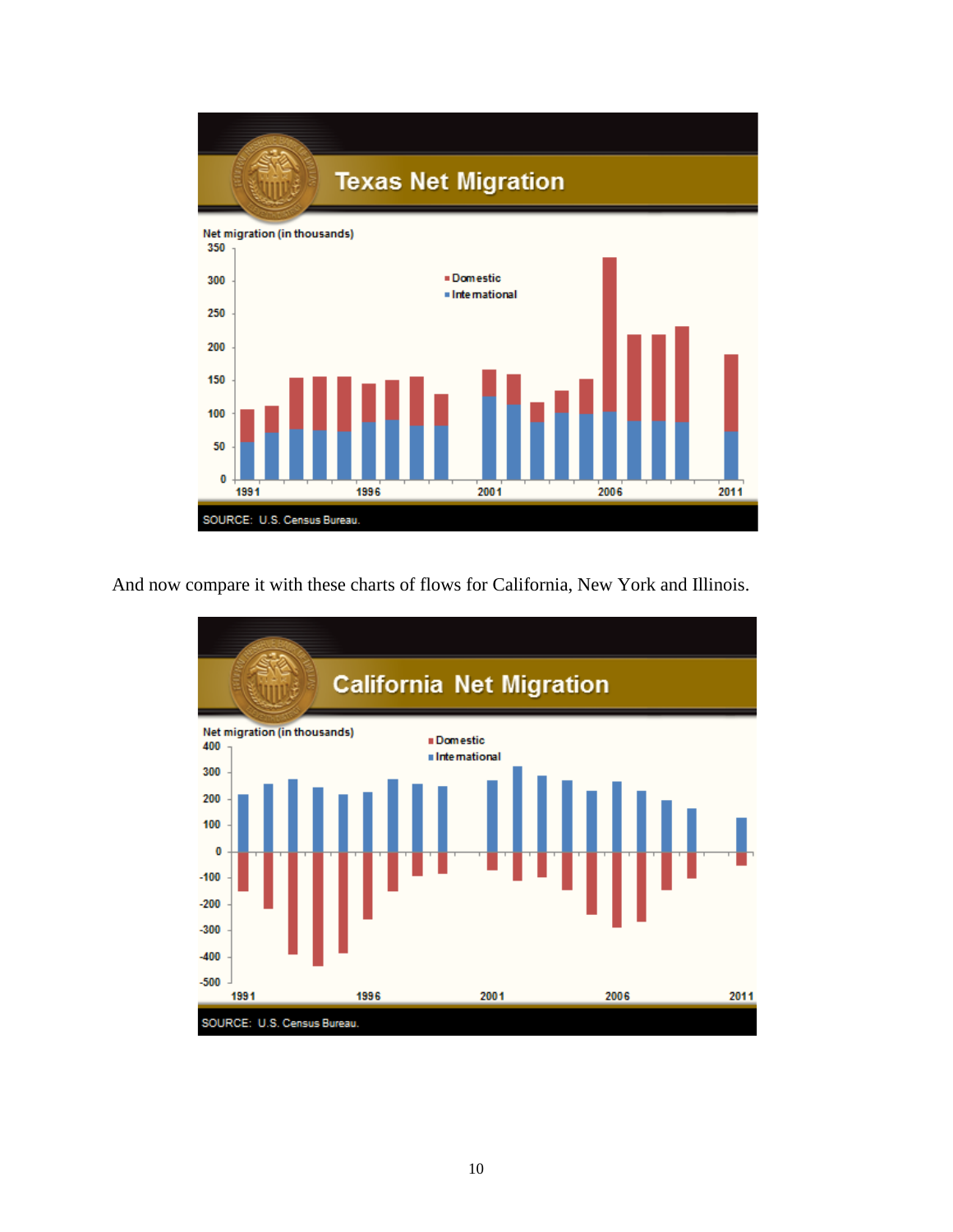And now compare it with these charts of flows for California, New York and Illinois.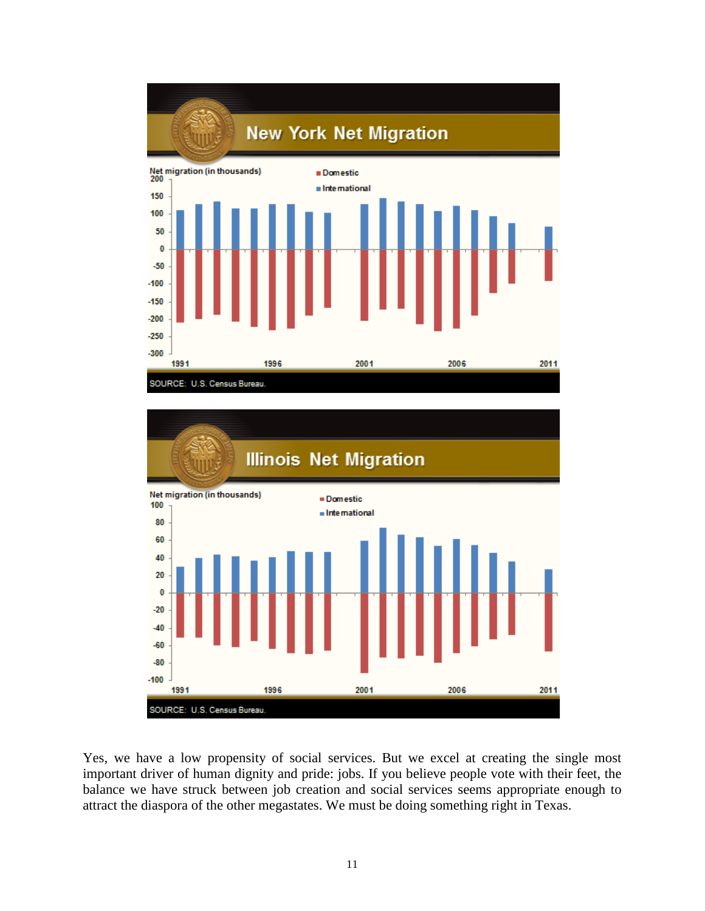## New York Net Migration

Net migration (in thousands)

- Domestic
- International

SOURCE: U.S. Census Bureau.

## Illinois Net Migration

Net migration (in thousands)

- Domestic
- International

SOURCE: U.S. Census Bureau.

Yes, we have a low propensity of social services. But we excel at creating the single most important driver of human dignity and pride: jobs. If you believe people vote with their feet, the balance we have struck between job creation and social services seems appropriate enough to attract the diaspora of the other megastates. We must be doing something right in Texas.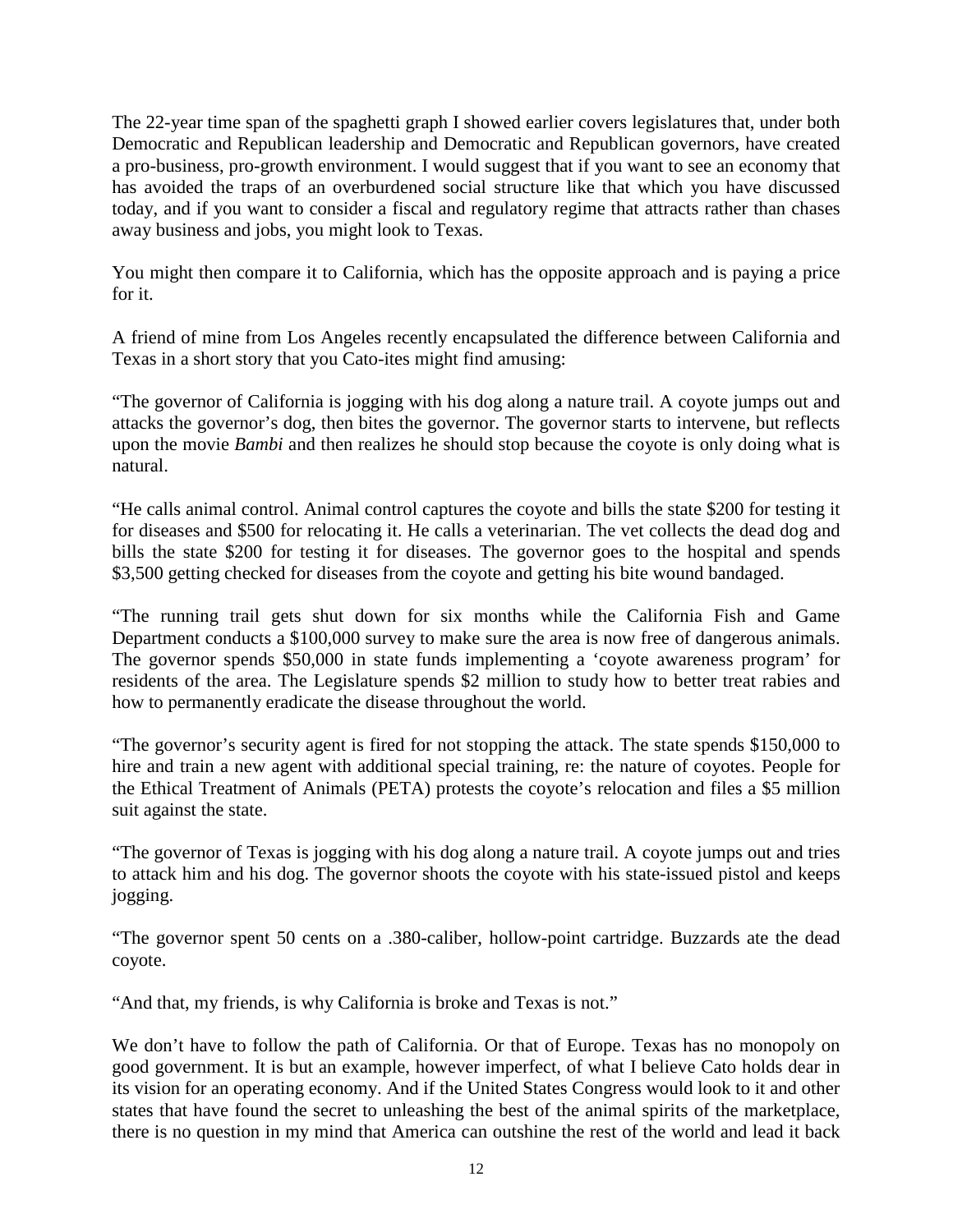The 22-year time span of the spaghetti graph I showed earlier covers legislatures that, under both Democratic and Republican leadership and Democratic and Republican governors, have created a pro-business, pro-growth environment. I would suggest that if you want to see an economy that has avoided the traps of an overburdened social structure like that which you have discussed today, and if you want to consider a fiscal and regulatory regime that attracts rather than chases away business and jobs, you might look to Texas.

You might then compare it to California, which has the opposite approach and is paying a price for it.

A friend of mine from Los Angeles recently encapsulated the difference between California and Texas in a short story that you Cato-ites might find amusing:

"The governor of California is jogging with his dog along a nature trail. A coyote jumps out and attacks the governor's dog, then bites the governor. The governor starts to intervene, but reflects upon the movie *Bambi* and then realizes he should stop because the coyote is only doing what is natural.

"He calls animal control. Animal control captures the coyote and bills the state $200 for testing it for diseases and $500 for relocating it. He calls a veterinarian. The vet collects the dead dog and bills the state $200 for testing it for diseases. The governor goes to the hospital and spends $3,500 getting checked for diseases from the coyote and getting his bite wound bandaged.

"The running trail gets shut down for six months while the California Fish and Game Department conducts a $100,000 survey to make sure the area is now free of dangerous animals. The governor spends $50,000 in state funds implementing a 'coyote awareness program' for residents of the area. The Legislature spends $2 million to study how to better treat rabies and how to permanently eradicate the disease throughout the world.

"The governor's security agent is fired for not stopping the attack. The state spends $150,000 to hire and train a new agent with additional special training, re: the nature of coyotes. People for the Ethical Treatment of Animals (PETA) protests the coyote's relocation and files a $5 million suit against the state.

"The governor of Texas is jogging with his dog along a nature trail. A coyote jumps out and tries to attack him and his dog. The governor shoots the coyote with his state-issued pistol and keeps jogging.

"The governor spent 50 cents on a .380-caliber, hollow-point cartridge. Buzzards ate the dead coyote.

"And that, my friends, is why California is broke and Texas is not."

We don't have to follow the path of California. Or that of Europe. Texas has no monopoly on good government. It is but an example, however imperfect, of what I believe Cato holds dear in its vision for an operating economy. And if the United States Congress would look to it and other states that have found the secret to unleashing the best of the animal spirits of the marketplace, there is no question in my mind that America can outshine the rest of the world and lead it back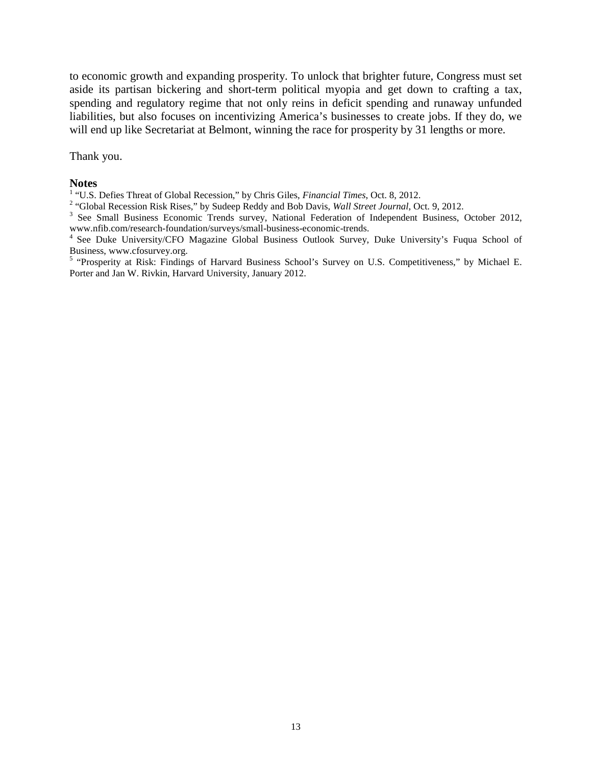to economic growth and expanding prosperity. To unlock that brighter future, Congress must set aside its partisan bickering and short-term political myopia and get down to crafting a tax, spending and regulatory regime that not only reins in deficit spending and runaway unfunded liabilities, but also focuses on incentivizing America's businesses to create jobs. If they do, we will end up like Secretariat at Belmont, winning the race for prosperity by 31 lengths or more.

Thank you.

**Notes**

[1] "U.S. Defies Threat of Global Recession," by Chris Giles, *Financial Times*, Oct. 8, 2012.

[2] "Global Recession Risk Rises," by Sudeep Reddy and Bob Davis, *Wall Street Journal*, Oct. 9, 2012.

[3] See Small Business Economic Trends survey, National Federation of Independent Business, October 2012, www.nfib.com/research-foundation/surveys/small-business-economic-trends.

[4] See Duke University/CFO Magazine Global Business Outlook Survey, Duke University's Fuqua School of Business, www.cfosurvey.org.

[5] "Prosperity at Risk: Findings of Harvard Business School's Survey on U.S. Competitiveness," by Michael E. Porter and Jan W. Rivkin, Harvard University, January 2012.